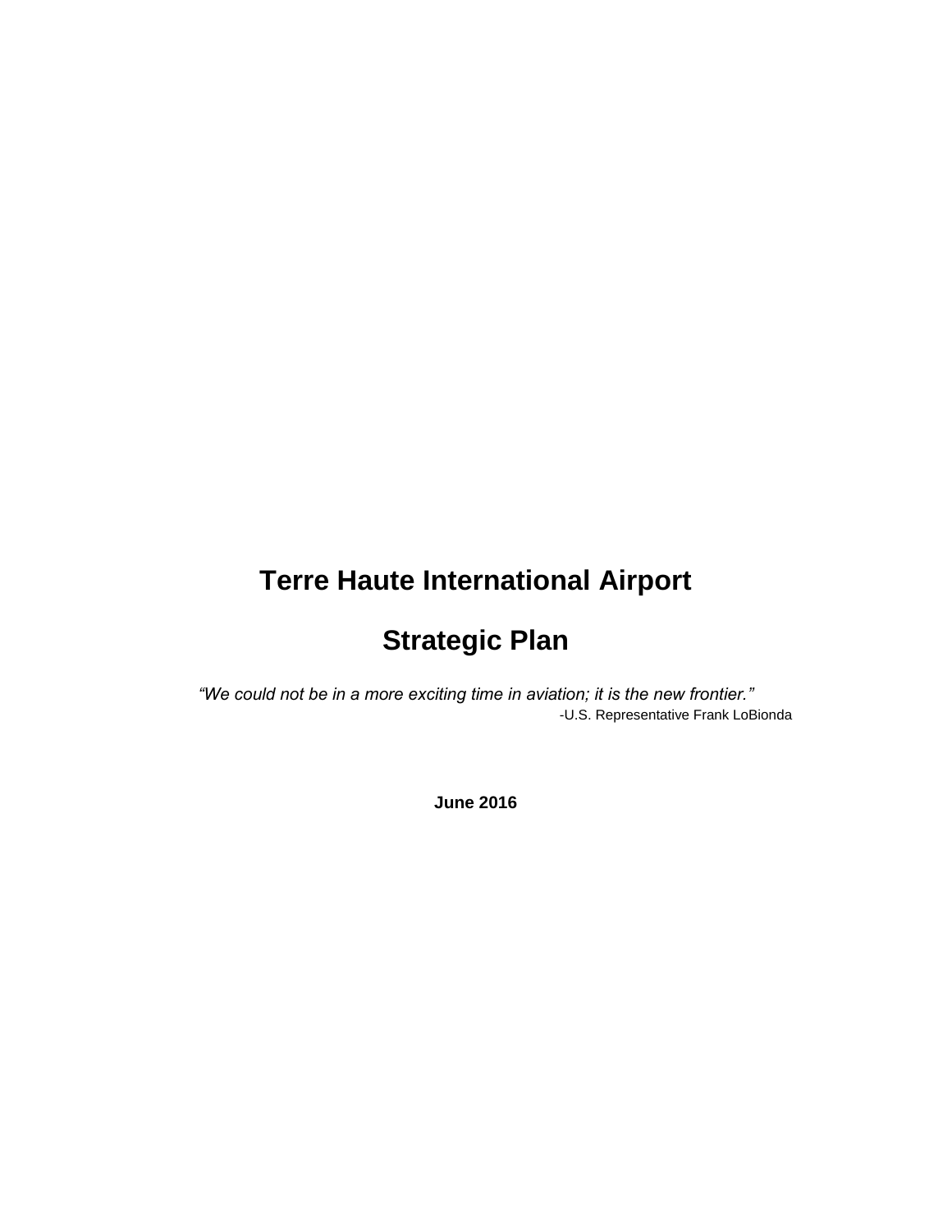# Terre Haute International Airport

# Strategic Plan

*"We could not be in a more exciting time in aviation; it is the new frontier."*

-U.S. Representative Frank LoBionda

**June 2016**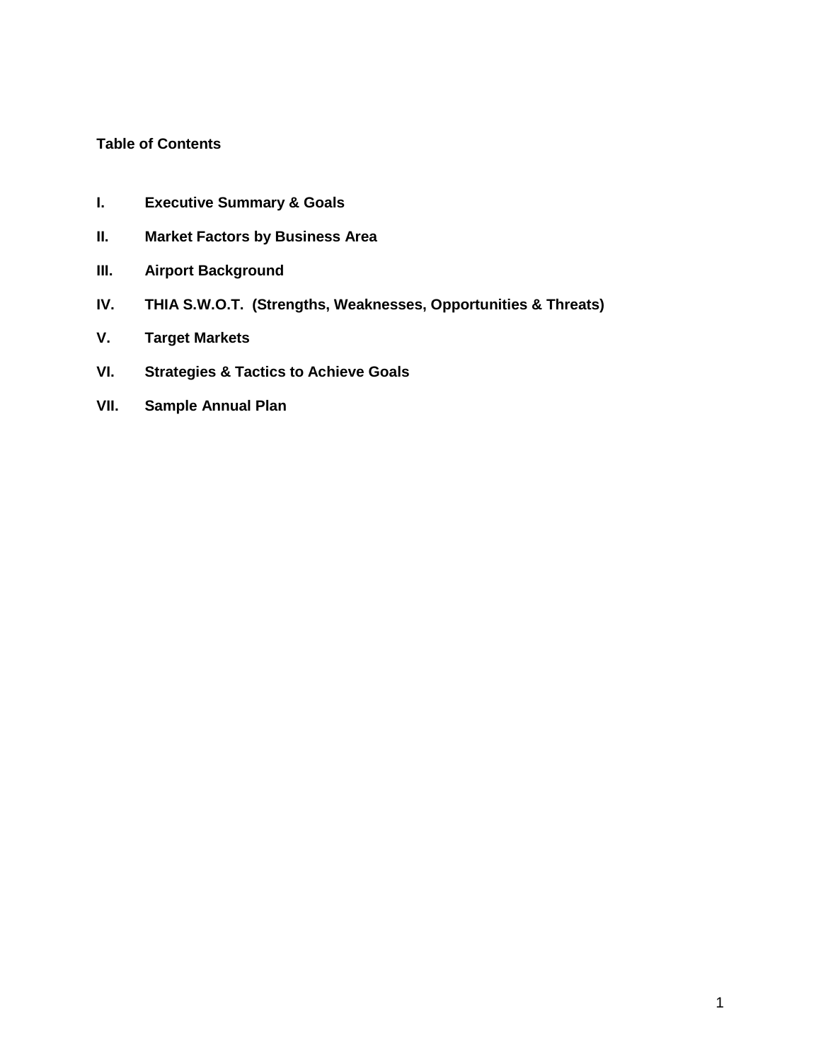**Table of Contents**

- **I. Executive Summary & Goals**
- **II. Market Factors by Business Area**
- **III. Airport Background**
- **IV. THIA S.W.O.T. (Strengths, Weaknesses, Opportunities & Threats)**
- **V. Target Markets**
- **VI. Strategies & Tactics to Achieve Goals**
- **VII. Sample Annual Plan**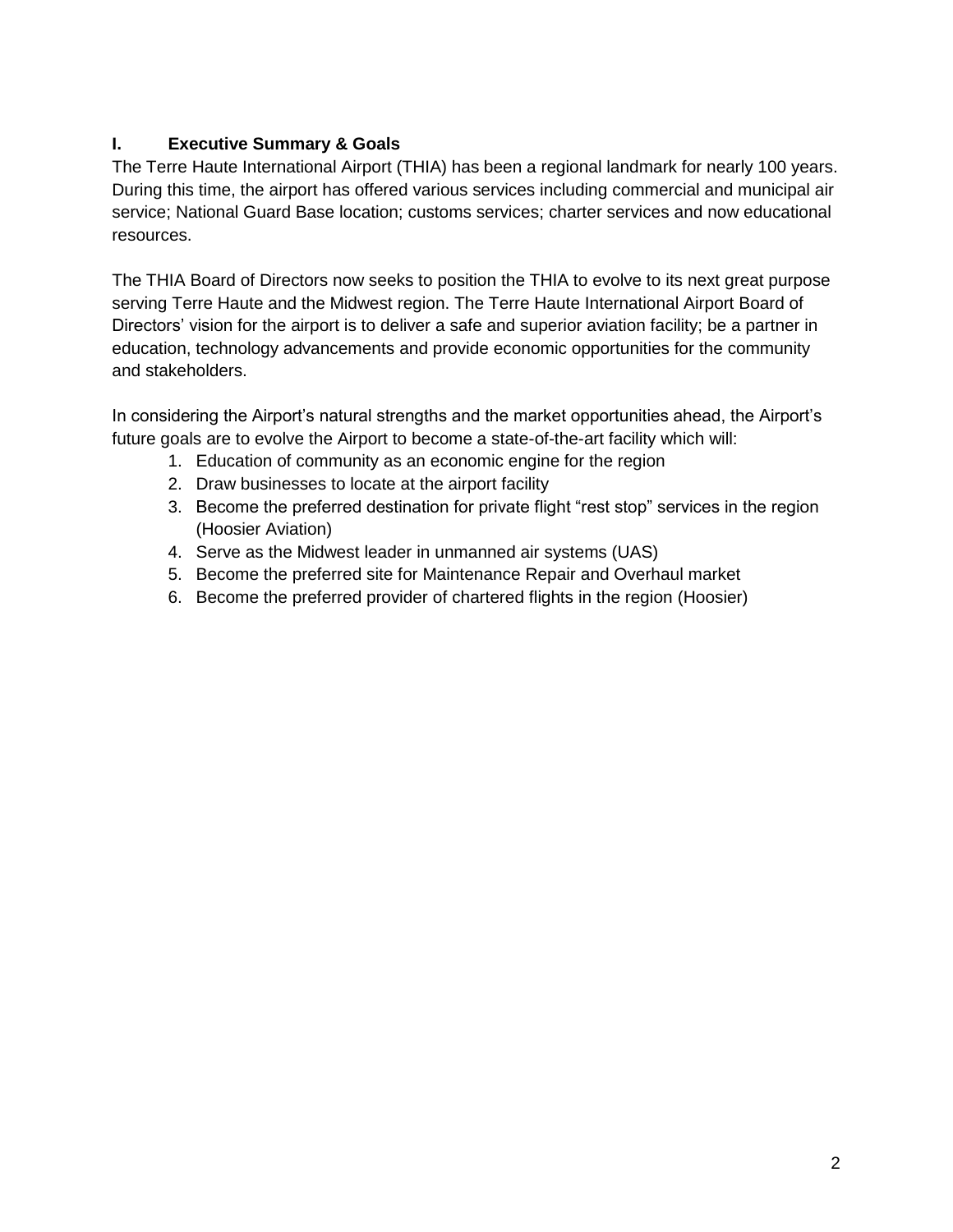## I. Executive Summary & Goals

The Terre Haute International Airport (THIA) has been a regional landmark for nearly 100 years. During this time, the airport has offered various services including commercial and municipal air service; National Guard Base location; customs services; charter services and now educational resources.

The THIA Board of Directors now seeks to position the THIA to evolve to its next great purpose serving Terre Haute and the Midwest region. The Terre Haute International Airport Board of Directors' vision for the airport is to deliver a safe and superior aviation facility; be a partner in education, technology advancements and provide economic opportunities for the community and stakeholders.

In considering the Airport's natural strengths and the market opportunities ahead, the Airport's future goals are to evolve the Airport to become a state-of-the-art facility which will:

1. Education of community as an economic engine for the region
2. Draw businesses to locate at the airport facility
3. Become the preferred destination for private flight "rest stop" services in the region (Hoosier Aviation)
4. Serve as the Midwest leader in unmanned air systems (UAS)
5. Become the preferred site for Maintenance Repair and Overhaul market
6. Become the preferred provider of chartered flights in the region (Hoosier)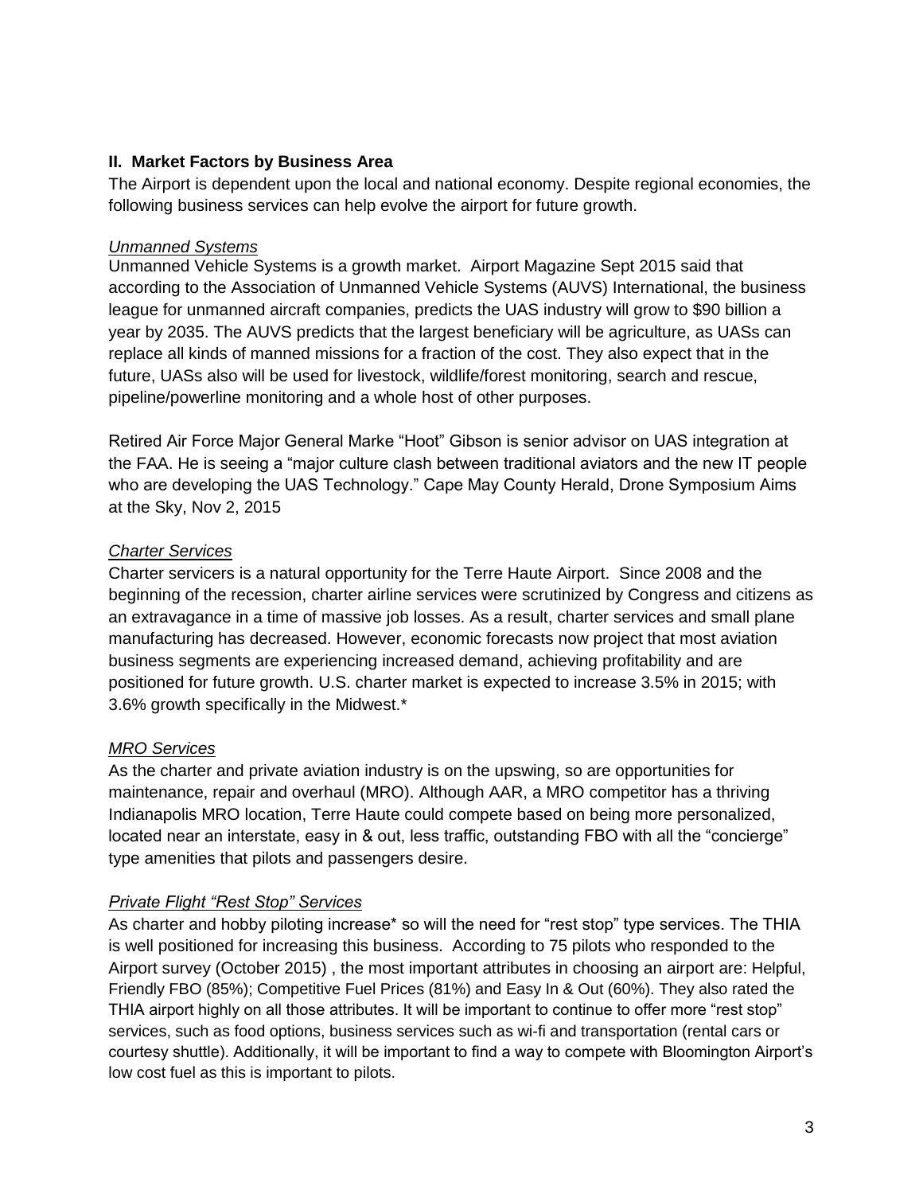## II. Market Factors by Business Area

The Airport is dependent upon the local and national economy. Despite regional economies, the following business services can help evolve the airport for future growth.

*Unmanned Systems*

Unmanned Vehicle Systems is a growth market. Airport Magazine Sept 2015 said that according to the Association of Unmanned Vehicle Systems (AUVS) International, the business league for unmanned aircraft companies, predicts the UAS industry will grow to $90 billion a year by 2035. The AUVS predicts that the largest beneficiary will be agriculture, as UASs can replace all kinds of manned missions for a fraction of the cost. They also expect that in the future, UASs also will be used for livestock, wildlife/forest monitoring, search and rescue, pipeline/powerline monitoring and a whole host of other purposes.

Retired Air Force Major General Marke "Hoot" Gibson is senior advisor on UAS integration at the FAA. He is seeing a "major culture clash between traditional aviators and the new IT people who are developing the UAS Technology." Cape May County Herald, Drone Symposium Aims at the Sky, Nov 2, 2015

*Charter Services*

Charter servicers is a natural opportunity for the Terre Haute Airport. Since 2008 and the beginning of the recession, charter airline services were scrutinized by Congress and citizens as an extravagance in a time of massive job losses. As a result, charter services and small plane manufacturing has decreased. However, economic forecasts now project that most aviation business segments are experiencing increased demand, achieving profitability and are positioned for future growth. U.S. charter market is expected to increase 3.5% in 2015; with 3.6% growth specifically in the Midwest.*

*MRO Services*

As the charter and private aviation industry is on the upswing, so are opportunities for maintenance, repair and overhaul (MRO). Although AAR, a MRO competitor has a thriving Indianapolis MRO location, Terre Haute could compete based on being more personalized, located near an interstate, easy in & out, less traffic, outstanding FBO with all the "concierge" type amenities that pilots and passengers desire.

*Private Flight "Rest Stop" Services*

As charter and hobby piloting increase* so will the need for "rest stop" type services. The THIA is well positioned for increasing this business. According to 75 pilots who responded to the Airport survey (October 2015) , the most important attributes in choosing an airport are: Helpful, Friendly FBO (85%); Competitive Fuel Prices (81%) and Easy In & Out (60%). They also rated the THIA airport highly on all those attributes. It will be important to continue to offer more "rest stop" services, such as food options, business services such as wi-fi and transportation (rental cars or courtesy shuttle). Additionally, it will be important to find a way to compete with Bloomington Airport's low cost fuel as this is important to pilots.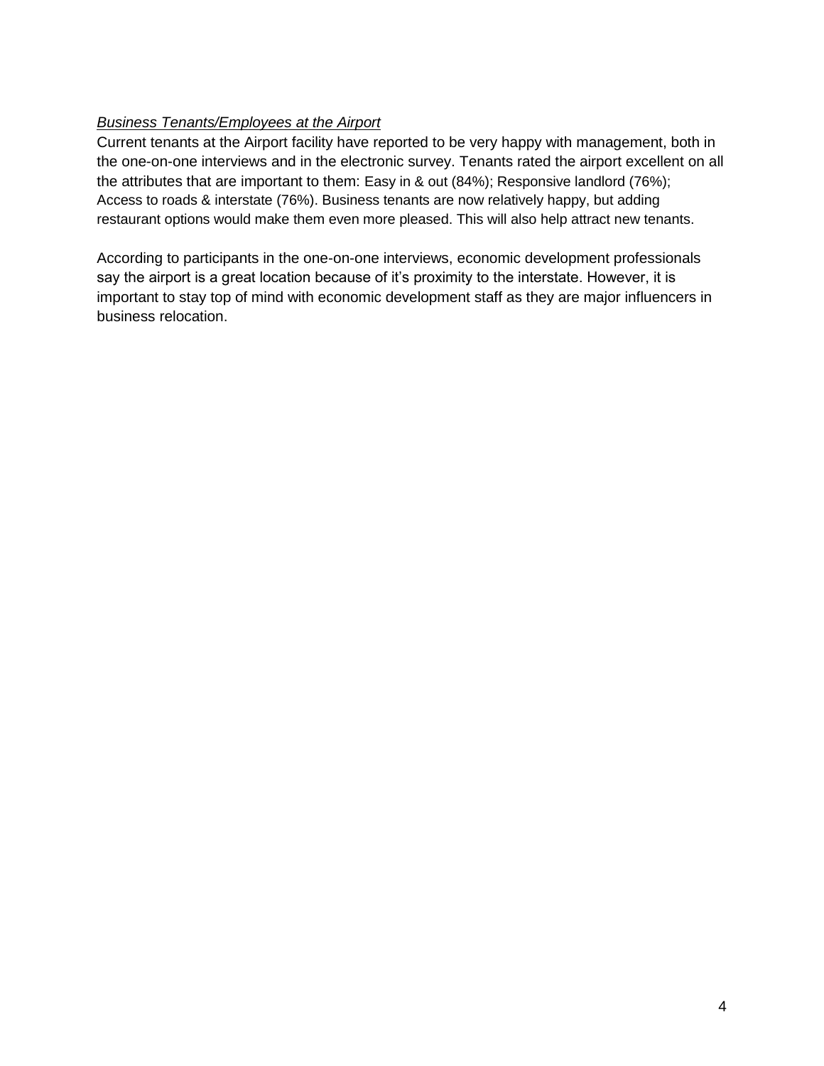*Business Tenants/Employees at the Airport*

Current tenants at the Airport facility have reported to be very happy with management, both in the one-on-one interviews and in the electronic survey. Tenants rated the airport excellent on all the attributes that are important to them: Easy in & out (84%); Responsive landlord (76%); Access to roads & interstate (76%). Business tenants are now relatively happy, but adding restaurant options would make them even more pleased. This will also help attract new tenants.

According to participants in the one-on-one interviews, economic development professionals say the airport is a great location because of it's proximity to the interstate. However, it is important to stay top of mind with economic development staff as they are major influencers in business relocation.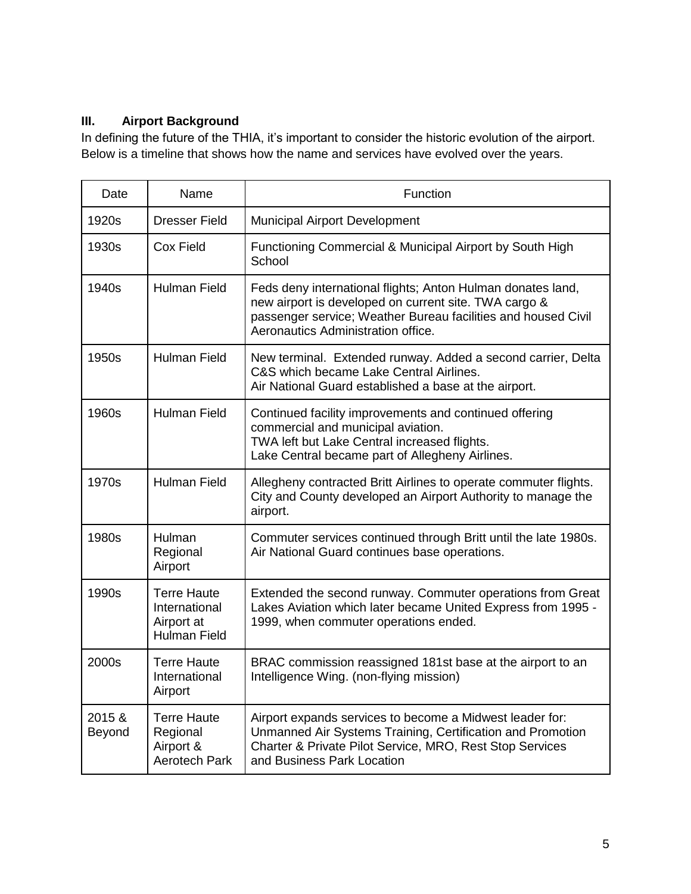## III. Airport Background

In defining the future of the THIA, it's important to consider the historic evolution of the airport. Below is a timeline that shows how the name and services have evolved over the years.

| Date | Name | Function |
|---|---|---|
| 1920s | Dresser Field | Municipal Airport Development |
| 1930s | Cox Field | Functioning Commercial & Municipal Airport by South High School |
| 1940s | Hulman Field | Feds deny international flights; Anton Hulman donates land, new airport is developed on current site. TWA cargo & passenger service; Weather Bureau facilities and housed Civil Aeronautics Administration office. |
| 1950s | Hulman Field | New terminal. Extended runway. Added a second carrier, Delta C&S which became Lake Central Airlines.<br>Air National Guard established a base at the airport. |
| 1960s | Hulman Field | Continued facility improvements and continued offering commercial and municipal aviation.<br>TWA left but Lake Central increased flights.<br>Lake Central became part of Allegheny Airlines. |
| 1970s | Hulman Field | Allegheny contracted Britt Airlines to operate commuter flights. City and County developed an Airport Authority to manage the airport. |
| 1980s | Hulman Regional Airport | Commuter services continued through Britt until the late 1980s. Air National Guard continues base operations. |
| 1990s | Terre Haute International Airport at Hulman Field | Extended the second runway. Commuter operations from Great Lakes Aviation which later became United Express from 1995 - 1999, when commuter operations ended. |
| 2000s | Terre Haute International Airport | BRAC commission reassigned 181st base at the airport to an Intelligence Wing. (non-flying mission) |
| 2015 & Beyond | Terre Haute Regional Airport & Aerotech Park | Airport expands services to become a Midwest leader for:<br>Unmanned Air Systems Training, Certification and Promotion<br>Charter & Private Pilot Service, MRO, Rest Stop Services and Business Park Location |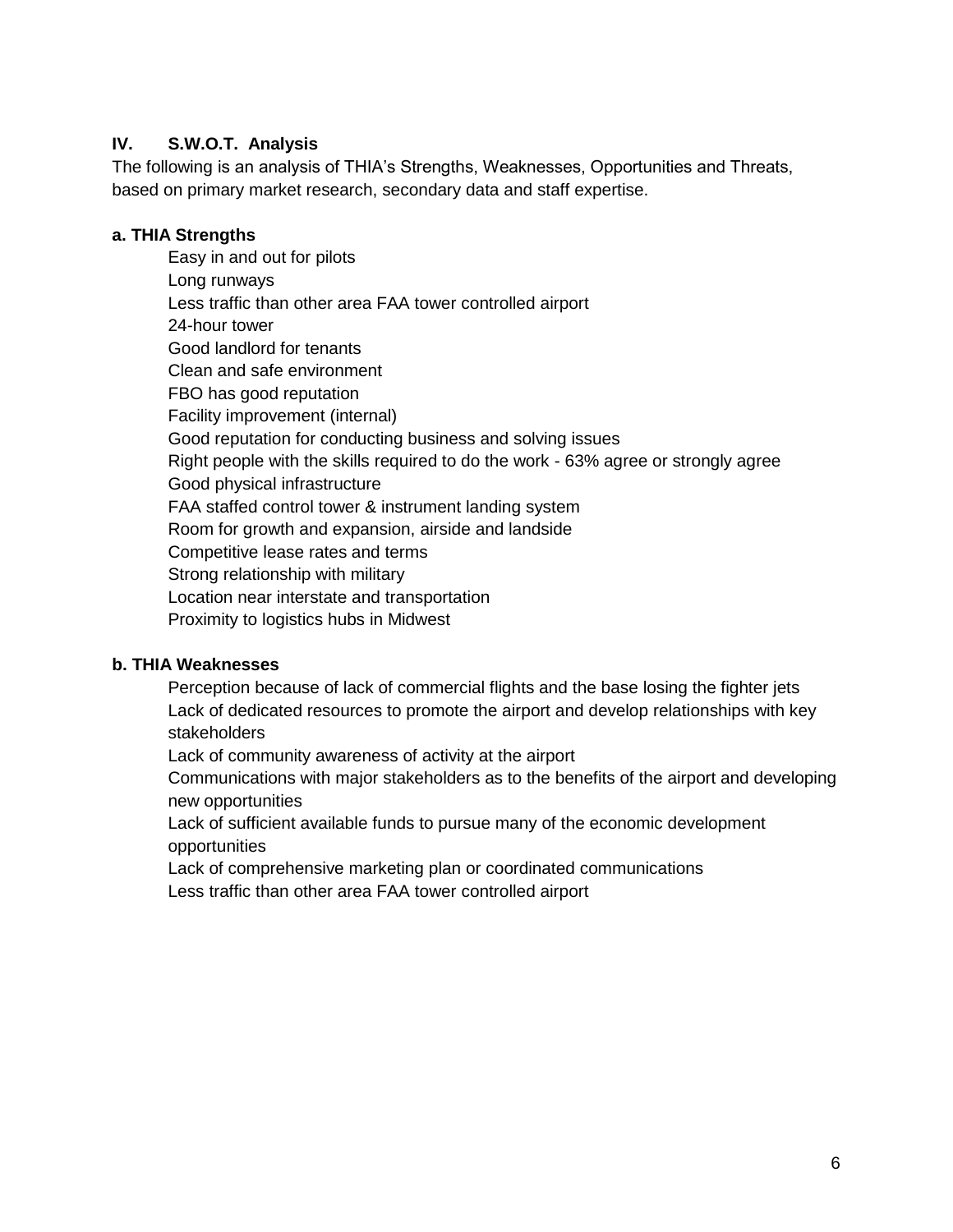## IV. S.W.O.T. Analysis

The following is an analysis of THIA's Strengths, Weaknesses, Opportunities and Threats, based on primary market research, secondary data and staff expertise.

### a. THIA Strengths

- Easy in and out for pilots
- Long runways
- Less traffic than other area FAA tower controlled airport
- 24-hour tower
- Good landlord for tenants
- Clean and safe environment
- FBO has good reputation
- Facility improvement (internal)
- Good reputation for conducting business and solving issues
- Right people with the skills required to do the work - 63% agree or strongly agree
- Good physical infrastructure
- FAA staffed control tower & instrument landing system
- Room for growth and expansion, airside and landside
- Competitive lease rates and terms
- Strong relationship with military
- Location near interstate and transportation
- Proximity to logistics hubs in Midwest

### b. THIA Weaknesses

- Perception because of lack of commercial flights and the base losing the fighter jets
- Lack of dedicated resources to promote the airport and develop relationships with key stakeholders
- Lack of community awareness of activity at the airport
- Communications with major stakeholders as to the benefits of the airport and developing new opportunities
- Lack of sufficient available funds to pursue many of the economic development opportunities
- Lack of comprehensive marketing plan or coordinated communications
- Less traffic than other area FAA tower controlled airport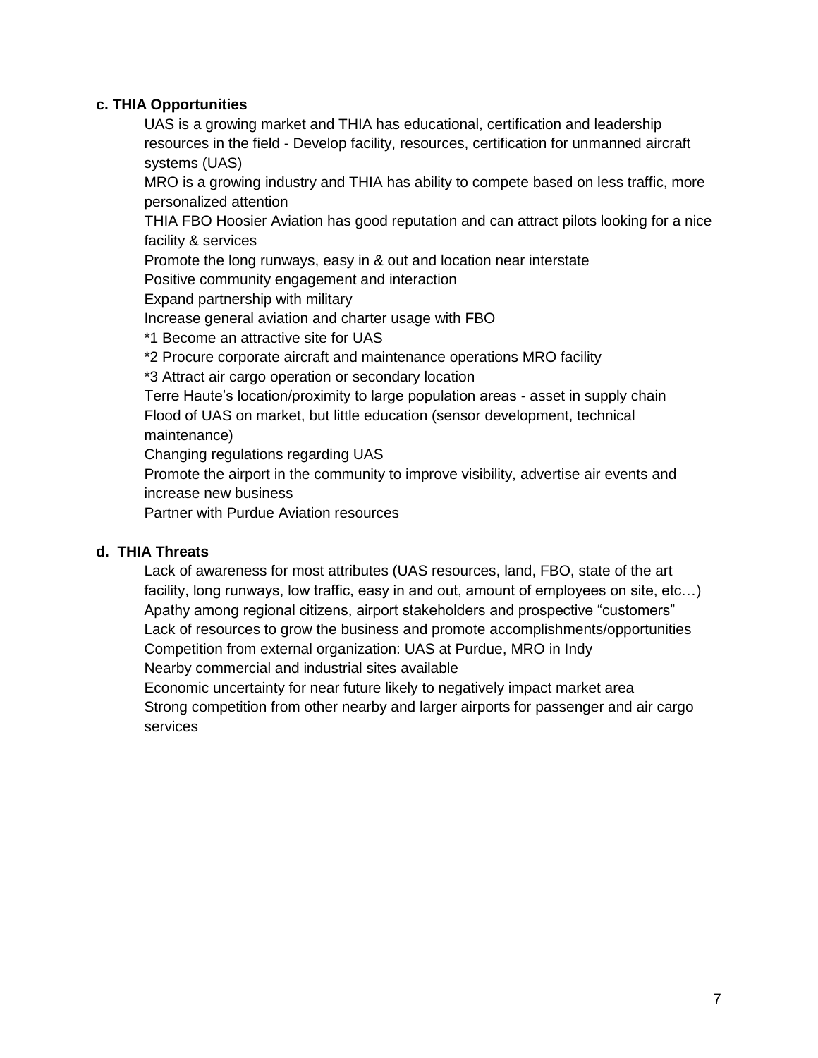**c. THIA Opportunities**

UAS is a growing market and THIA has educational, certification and leadership resources in the field - Develop facility, resources, certification for unmanned aircraft systems (UAS)

MRO is a growing industry and THIA has ability to compete based on less traffic, more personalized attention

THIA FBO Hoosier Aviation has good reputation and can attract pilots looking for a nice facility & services

Promote the long runways, easy in & out and location near interstate

Positive community engagement and interaction

Expand partnership with military

Increase general aviation and charter usage with FBO

*1 Become an attractive site for UAS

*2 Procure corporate aircraft and maintenance operations MRO facility

*3 Attract air cargo operation or secondary location

Terre Haute's location/proximity to large population areas - asset in supply chain

Flood of UAS on market, but little education (sensor development, technical maintenance)

Changing regulations regarding UAS

Promote the airport in the community to improve visibility, advertise air events and increase new business

Partner with Purdue Aviation resources

**d. THIA Threats**

Lack of awareness for most attributes (UAS resources, land, FBO, state of the art facility, long runways, low traffic, easy in and out, amount of employees on site, etc…)

Apathy among regional citizens, airport stakeholders and prospective "customers"

Lack of resources to grow the business and promote accomplishments/opportunities

Competition from external organization: UAS at Purdue, MRO in Indy

Nearby commercial and industrial sites available

Economic uncertainty for near future likely to negatively impact market area

Strong competition from other nearby and larger airports for passenger and air cargo services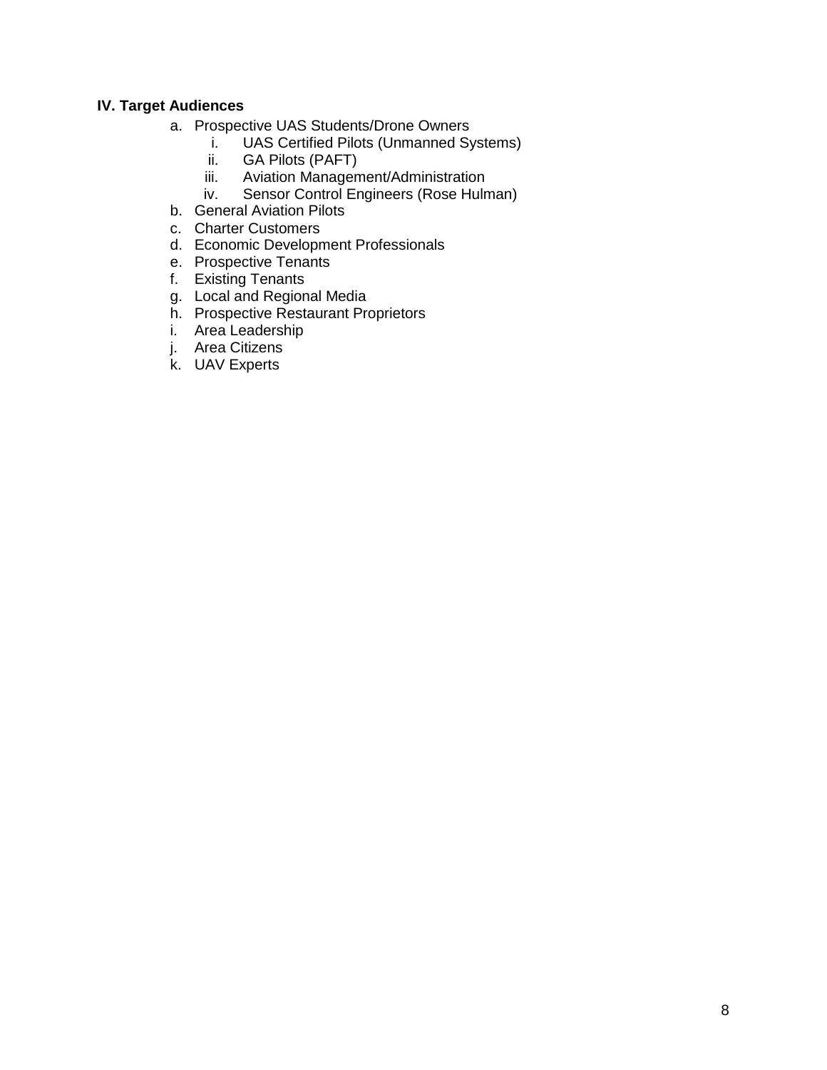### IV. Target Audiences

a. Prospective UAS Students/Drone Owners
    i. UAS Certified Pilots (Unmanned Systems)
    ii. GA Pilots (PAFT)
    iii. Aviation Management/Administration
    iv. Sensor Control Engineers (Rose Hulman)

b. General Aviation Pilots

c. Charter Customers

d. Economic Development Professionals

e. Prospective Tenants

f. Existing Tenants

g. Local and Regional Media

h. Prospective Restaurant Proprietors

i. Area Leadership

j. Area Citizens

k. UAV Experts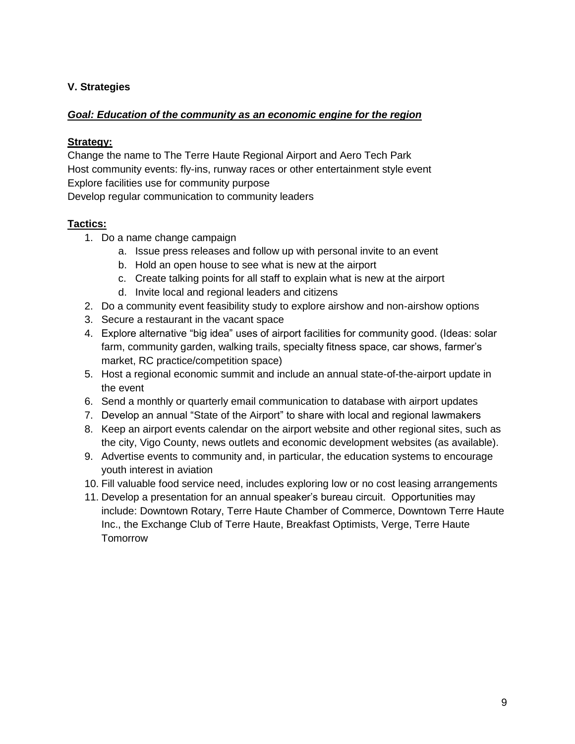## V. Strategies

***Goal: Education of the community as an economic engine for the region***

**Strategy:**

Change the name to The Terre Haute Regional Airport and Aero Tech Park
Host community events: fly-ins, runway races or other entertainment style event
Explore facilities use for community purpose
Develop regular communication to community leaders

**Tactics:**

1. Do a name change campaign
   a. Issue press releases and follow up with personal invite to an event
   b. Hold an open house to see what is new at the airport
   c. Create talking points for all staff to explain what is new at the airport
   d. Invite local and regional leaders and citizens
2. Do a community event feasibility study to explore airshow and non-airshow options
3. Secure a restaurant in the vacant space
4. Explore alternative "big idea" uses of airport facilities for community good. (Ideas: solar farm, community garden, walking trails, specialty fitness space, car shows, farmer's market, RC practice/competition space)
5. Host a regional economic summit and include an annual state-of-the-airport update in the event
6. Send a monthly or quarterly email communication to database with airport updates
7. Develop an annual "State of the Airport" to share with local and regional lawmakers
8. Keep an airport events calendar on the airport website and other regional sites, such as the city, Vigo County, news outlets and economic development websites (as available).
9. Advertise events to community and, in particular, the education systems to encourage youth interest in aviation
10. Fill valuable food service need, includes exploring low or no cost leasing arrangements
11. Develop a presentation for an annual speaker's bureau circuit. Opportunities may include: Downtown Rotary, Terre Haute Chamber of Commerce, Downtown Terre Haute Inc., the Exchange Club of Terre Haute, Breakfast Optimists, Verge, Terre Haute Tomorrow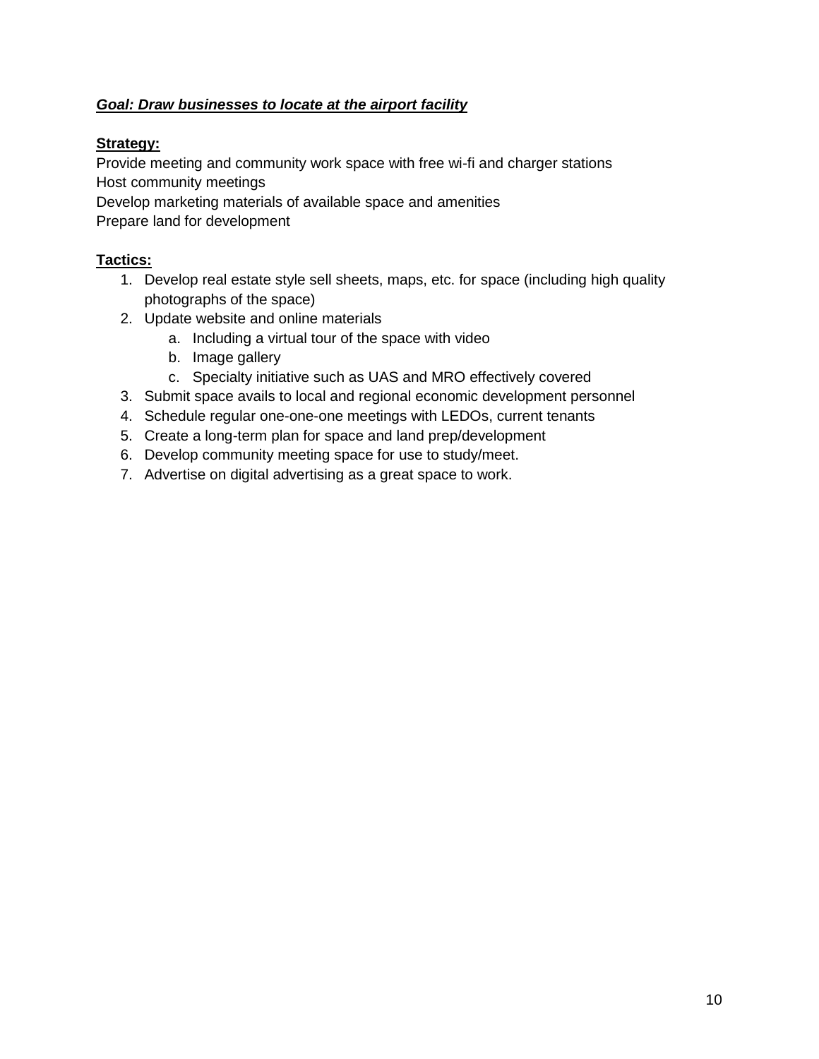***Goal: Draw businesses to locate at the airport facility***

**Strategy:**

Provide meeting and community work space with free wi-fi and charger stations
Host community meetings
Develop marketing materials of available space and amenities
Prepare land for development

**Tactics:**

1. Develop real estate style sell sheets, maps, etc. for space (including high quality photographs of the space)
2. Update website and online materials
   a. Including a virtual tour of the space with video
   b. Image gallery
   c. Specialty initiative such as UAS and MRO effectively covered
3. Submit space avails to local and regional economic development personnel
4. Schedule regular one-one-one meetings with LEDOs, current tenants
5. Create a long-term plan for space and land prep/development
6. Develop community meeting space for use to study/meet.
7. Advertise on digital advertising as a great space to work.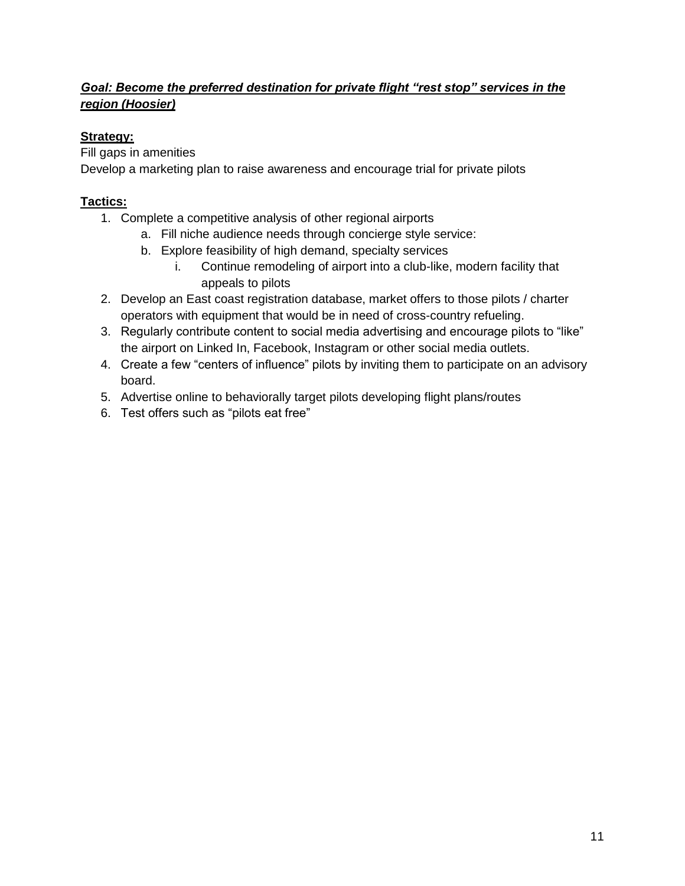***<u>Goal: Become the preferred destination for private flight "rest stop" services in the region (Hoosier)</u>***

**<u>Strategy:</u>**

Fill gaps in amenities

Develop a marketing plan to raise awareness and encourage trial for private pilots

**<u>Tactics:</u>**

1. Complete a competitive analysis of other regional airports
    a. Fill niche audience needs through concierge style service:
    b. Explore feasibility of high demand, specialty services
        i. Continue remodeling of airport into a club-like, modern facility that appeals to pilots
2. Develop an East coast registration database, market offers to those pilots / charter operators with equipment that would be in need of cross-country refueling.
3. Regularly contribute content to social media advertising and encourage pilots to "like" the airport on Linked In, Facebook, Instagram or other social media outlets.
4. Create a few "centers of influence" pilots by inviting them to participate on an advisory board.
5. Advertise online to behaviorally target pilots developing flight plans/routes
6. Test offers such as "pilots eat free"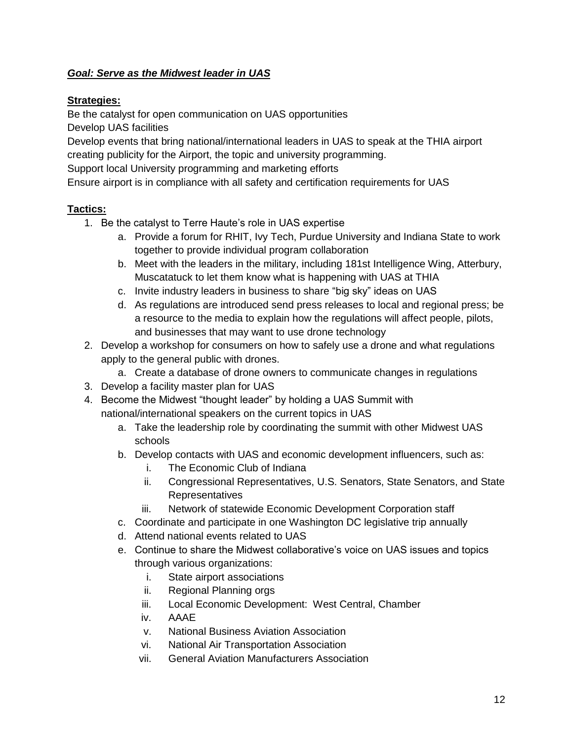***Goal: Serve as the Midwest leader in UAS***

**Strategies:**

Be the catalyst for open communication on UAS opportunities
Develop UAS facilities
Develop events that bring national/international leaders in UAS to speak at the THIA airport creating publicity for the Airport, the topic and university programming.
Support local University programming and marketing efforts
Ensure airport is in compliance with all safety and certification requirements for UAS

**Tactics:**

1. Be the catalyst to Terre Haute's role in UAS expertise
   a. Provide a forum for RHIT, Ivy Tech, Purdue University and Indiana State to work together to provide individual program collaboration
   b. Meet with the leaders in the military, including 181st Intelligence Wing, Atterbury, Muscatatuck to let them know what is happening with UAS at THIA
   c. Invite industry leaders in business to share "big sky" ideas on UAS
   d. As regulations are introduced send press releases to local and regional press; be a resource to the media to explain how the regulations will affect people, pilots, and businesses that may want to use drone technology
2. Develop a workshop for consumers on how to safely use a drone and what regulations apply to the general public with drones.
   a. Create a database of drone owners to communicate changes in regulations
3. Develop a facility master plan for UAS
4. Become the Midwest "thought leader" by holding a UAS Summit with national/international speakers on the current topics in UAS
   a. Take the leadership role by coordinating the summit with other Midwest UAS schools
   b. Develop contacts with UAS and economic development influencers, such as:
      i. The Economic Club of Indiana
      ii. Congressional Representatives, U.S. Senators, State Senators, and State Representatives
      iii. Network of statewide Economic Development Corporation staff
   c. Coordinate and participate in one Washington DC legislative trip annually
   d. Attend national events related to UAS
   e. Continue to share the Midwest collaborative's voice on UAS issues and topics through various organizations:
      i. State airport associations
      ii. Regional Planning orgs
      iii. Local Economic Development: West Central, Chamber
      iv. AAAE
      v. National Business Aviation Association
      vi. National Air Transportation Association
      vii. General Aviation Manufacturers Association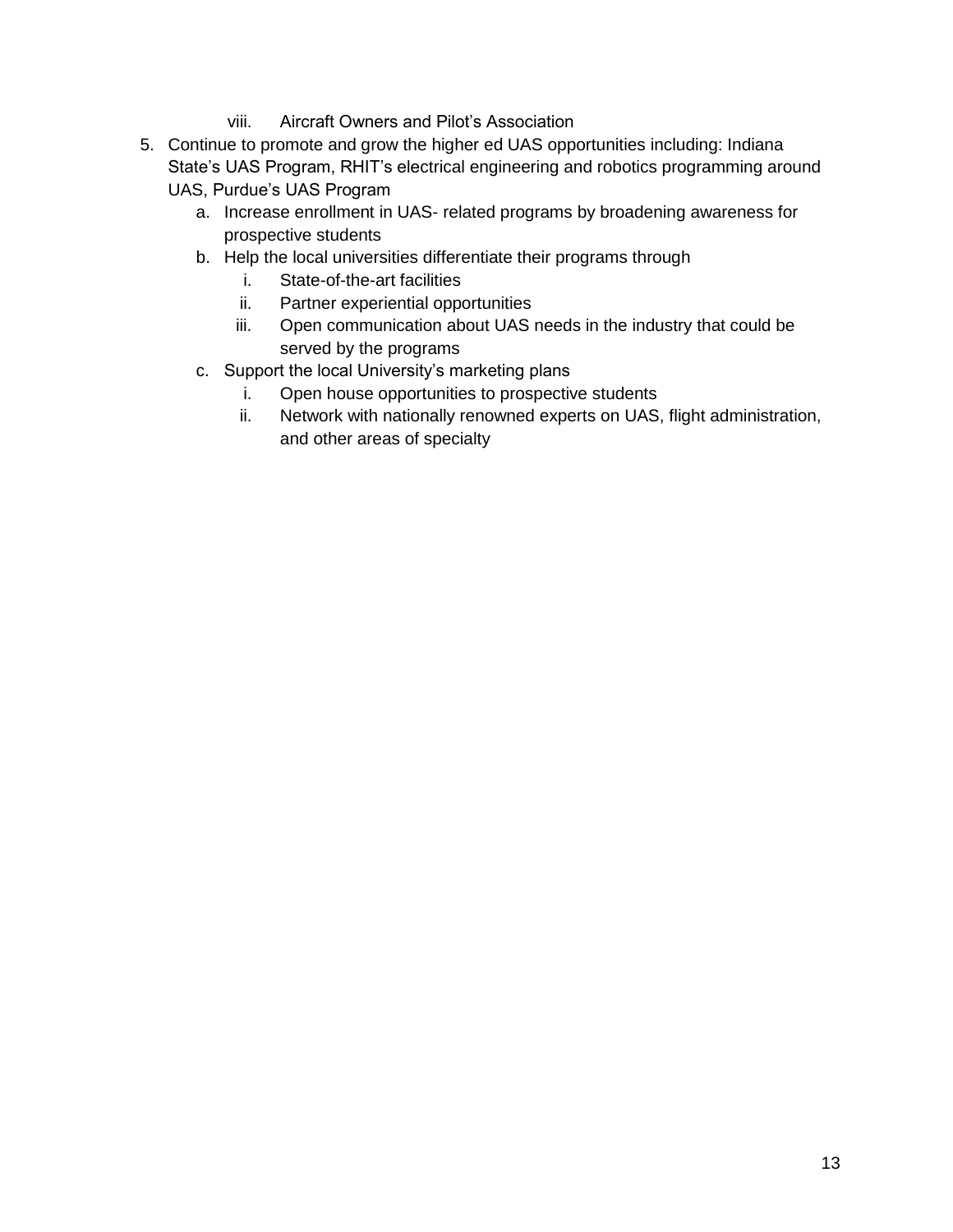viii. Aircraft Owners and Pilot's Association

5. Continue to promote and grow the higher ed UAS opportunities including: Indiana State's UAS Program, RHIT's electrical engineering and robotics programming around UAS, Purdue's UAS Program
    a. Increase enrollment in UAS- related programs by broadening awareness for prospective students
    b. Help the local universities differentiate their programs through
        i. State-of-the-art facilities
        ii. Partner experiential opportunities
        iii. Open communication about UAS needs in the industry that could be served by the programs
    c. Support the local University's marketing plans
        i. Open house opportunities to prospective students
        ii. Network with nationally renowned experts on UAS, flight administration, and other areas of specialty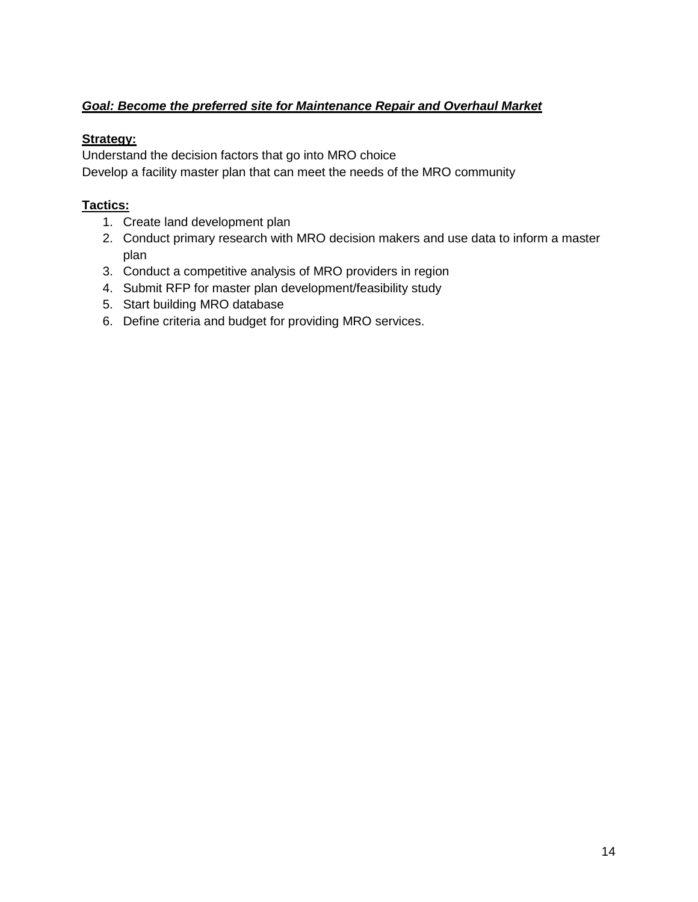***Goal: Become the preferred site for Maintenance Repair and Overhaul Market***

**Strategy:**

Understand the decision factors that go into MRO choice
Develop a facility master plan that can meet the needs of the MRO community

**Tactics:**

1. Create land development plan
2. Conduct primary research with MRO decision makers and use data to inform a master plan
3. Conduct a competitive analysis of MRO providers in region
4. Submit RFP for master plan development/feasibility study
5. Start building MRO database
6. Define criteria and budget for providing MRO services.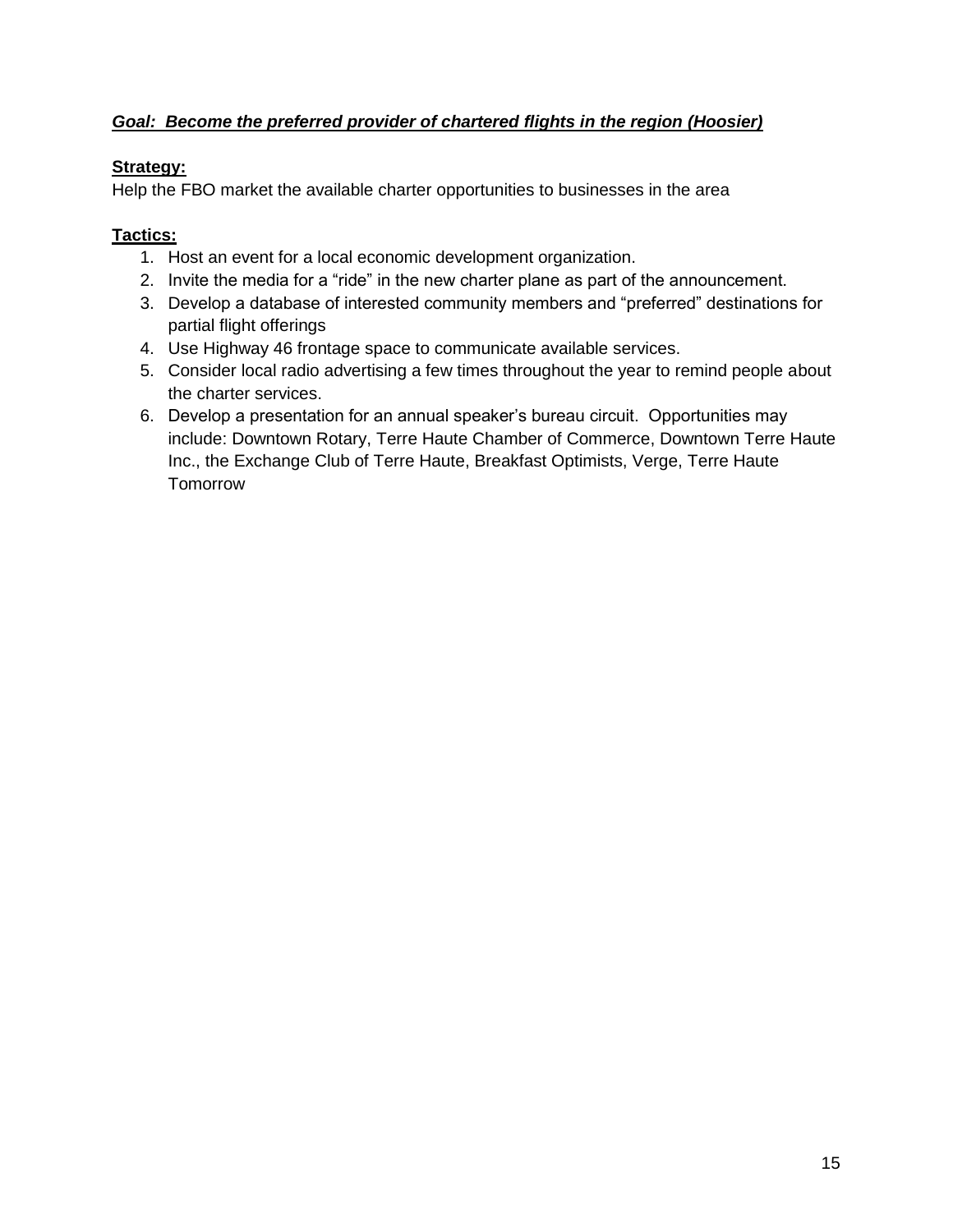***Goal: Become the preferred provider of chartered flights in the region (Hoosier)***

**Strategy:**

Help the FBO market the available charter opportunities to businesses in the area

**Tactics:**

1. Host an event for a local economic development organization.
2. Invite the media for a "ride" in the new charter plane as part of the announcement.
3. Develop a database of interested community members and "preferred" destinations for partial flight offerings
4. Use Highway 46 frontage space to communicate available services.
5. Consider local radio advertising a few times throughout the year to remind people about the charter services.
6. Develop a presentation for an annual speaker's bureau circuit. Opportunities may include: Downtown Rotary, Terre Haute Chamber of Commerce, Downtown Terre Haute Inc., the Exchange Club of Terre Haute, Breakfast Optimists, Verge, Terre Haute Tomorrow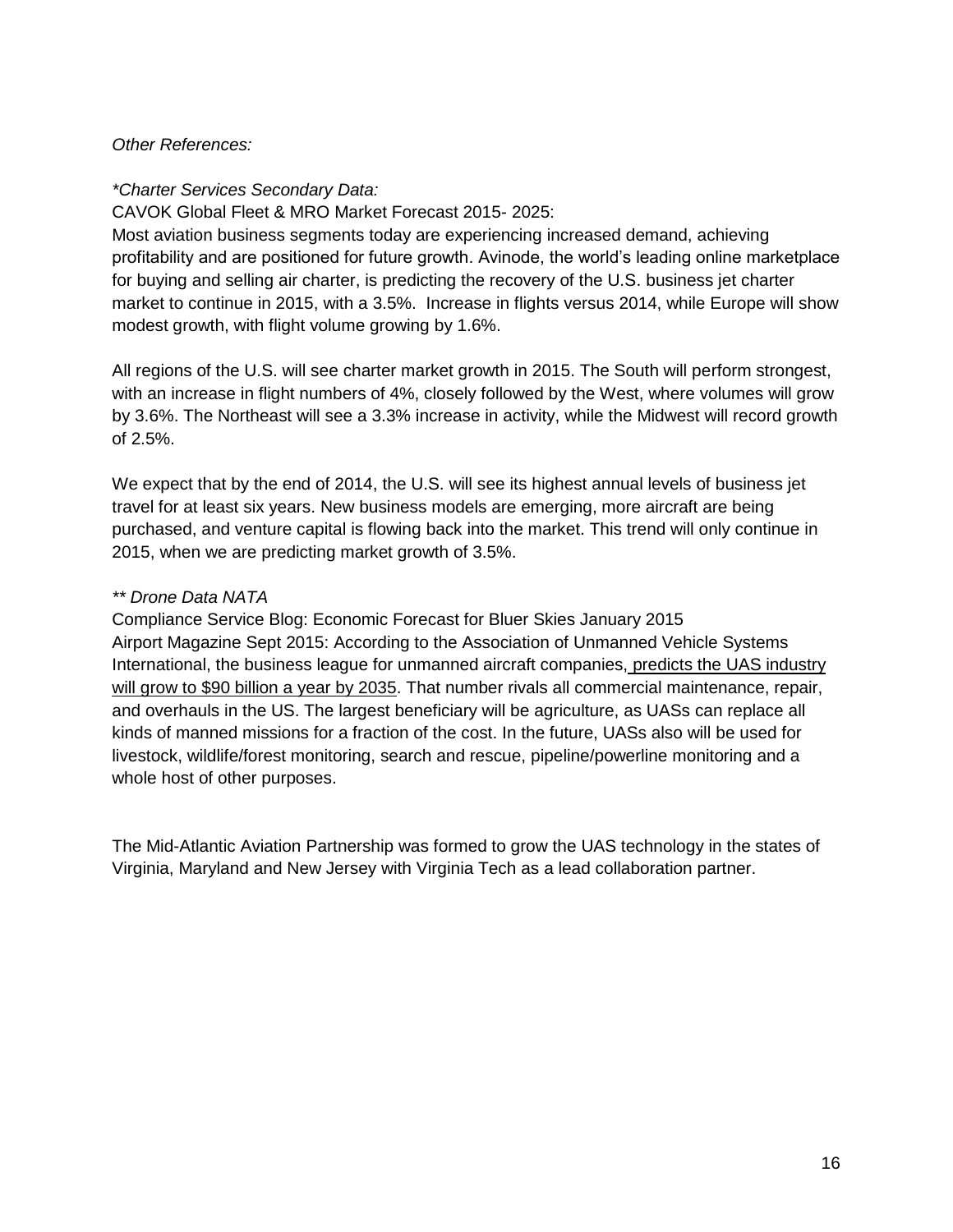*Other References:*

*\*Charter Services Secondary Data:*
CAVOK Global Fleet & MRO Market Forecast 2015- 2025:
Most aviation business segments today are experiencing increased demand, achieving profitability and are positioned for future growth. Avinode, the world's leading online marketplace for buying and selling air charter, is predicting the recovery of the U.S. business jet charter market to continue in 2015, with a 3.5%. Increase in flights versus 2014, while Europe will show modest growth, with flight volume growing by 1.6%.

All regions of the U.S. will see charter market growth in 2015. The South will perform strongest, with an increase in flight numbers of 4%, closely followed by the West, where volumes will grow by 3.6%. The Northeast will see a 3.3% increase in activity, while the Midwest will record growth of 2.5%.

We expect that by the end of 2014, the U.S. will see its highest annual levels of business jet travel for at least six years. New business models are emerging, more aircraft are being purchased, and venture capital is flowing back into the market. This trend will only continue in 2015, when we are predicting market growth of 3.5%.

*\*\* Drone Data NATA*
Compliance Service Blog: Economic Forecast for Bluer Skies January 2015
Airport Magazine Sept 2015: According to the Association of Unmanned Vehicle Systems International, the business league for unmanned aircraft companies, predicts the UAS industry will grow to $90 billion a year by 2035. That number rivals all commercial maintenance, repair, and overhauls in the US. The largest beneficiary will be agriculture, as UASs can replace all kinds of manned missions for a fraction of the cost. In the future, UASs also will be used for livestock, wildlife/forest monitoring, search and rescue, pipeline/powerline monitoring and a whole host of other purposes.

The Mid-Atlantic Aviation Partnership was formed to grow the UAS technology in the states of Virginia, Maryland and New Jersey with Virginia Tech as a lead collaboration partner.